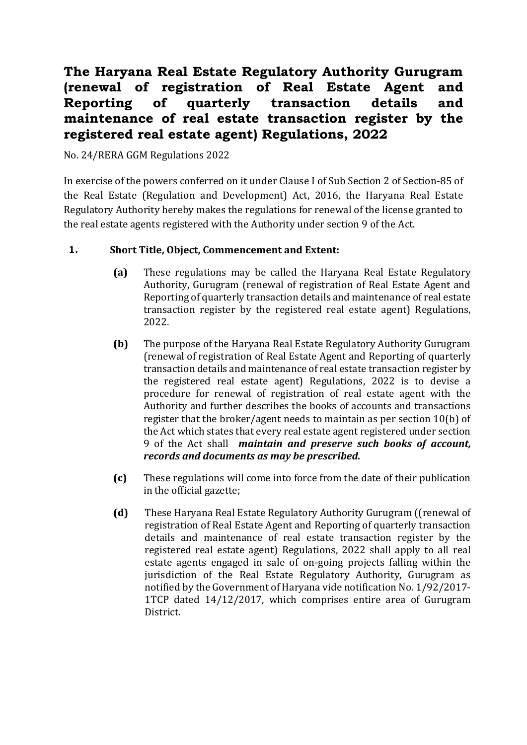# The Haryana Real Estate Regulatory Authority Gurugram (renewal of registration of Real Estate Agent and Reporting of quarterly transaction details and maintenance of real estate transaction register by the registered real estate agent) Regulations, 2022

No. 24/RERA GGM Regulations 2022

In exercise of the powers conferred on it under Clause I of Sub Section 2 of Section-85 of the Real Estate (Regulation and Development) Act, 2016, the Haryana Real Estate Regulatory Authority hereby makes the regulations for renewal of the license granted to the real estate agents registered with the Authority under section 9 of the Act.

**1. Short Title, Object, Commencement and Extent:**

**(a)** These regulations may be called the Haryana Real Estate Regulatory Authority, Gurugram (renewal of registration of Real Estate Agent and Reporting of quarterly transaction details and maintenance of real estate transaction register by the registered real estate agent) Regulations, 2022.

**(b)** The purpose of the Haryana Real Estate Regulatory Authority Gurugram (renewal of registration of Real Estate Agent and Reporting of quarterly transaction details and maintenance of real estate transaction register by the registered real estate agent) Regulations, 2022 is to devise a procedure for renewal of registration of real estate agent with the Authority and further describes the books of accounts and transactions register that the broker/agent needs to maintain as per section 10(b) of the Act which states that every real estate agent registered under section 9 of the Act shall ***maintain and preserve such books of account, records and documents as may be prescribed.***

**(c)** These regulations will come into force from the date of their publication in the official gazette;

**(d)** These Haryana Real Estate Regulatory Authority Gurugram ((renewal of registration of Real Estate Agent and Reporting of quarterly transaction details and maintenance of real estate transaction register by the registered real estate agent) Regulations, 2022 shall apply to all real estate agents engaged in sale of on-going projects falling within the jurisdiction of the Real Estate Regulatory Authority, Gurugram as notified by the Government of Haryana vide notification No. 1/92/2017-1TCP dated 14/12/2017, which comprises entire area of Gurugram District.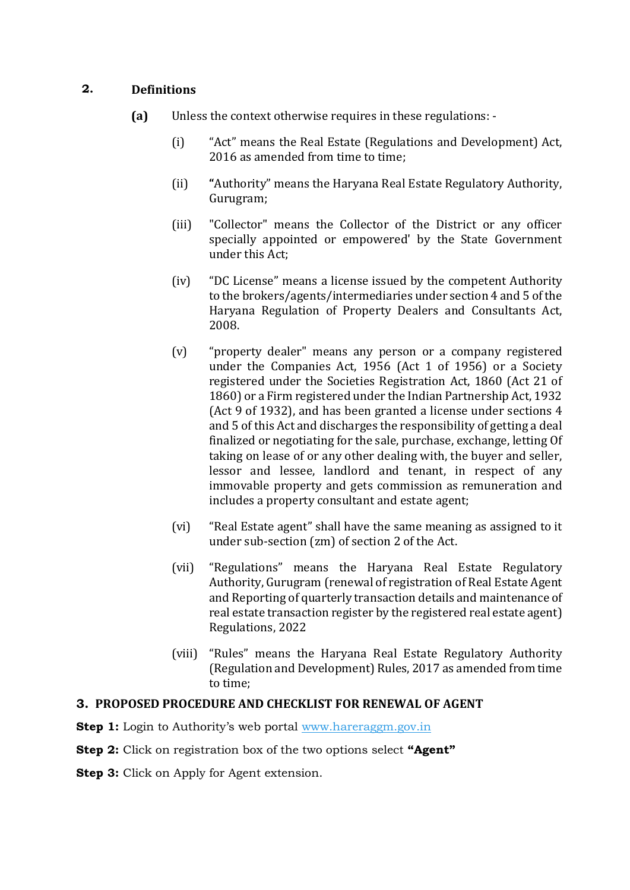## 2. Definitions

**(a)** Unless the context otherwise requires in these regulations: -

(i) "Act" means the Real Estate (Regulations and Development) Act, 2016 as amended from time to time;

(ii) **"**Authority" means the Haryana Real Estate Regulatory Authority, Gurugram;

(iii) "Collector" means the Collector of the District or any officer specially appointed or empowered' by the State Government under this Act;

(iv) "DC License" means a license issued by the competent Authority to the brokers/agents/intermediaries under section 4 and 5 of the Haryana Regulation of Property Dealers and Consultants Act, 2008.

(v) "property dealer" means any person or a company registered under the Companies Act, 1956 (Act 1 of 1956) or a Society registered under the Societies Registration Act, 1860 (Act 21 of 1860) or a Firm registered under the Indian Partnership Act, 1932 (Act 9 of 1932), and has been granted a license under sections 4 and 5 of this Act and discharges the responsibility of getting a deal finalized or negotiating for the sale, purchase, exchange, letting Of taking on lease of or any other dealing with, the buyer and seller, lessor and lessee, landlord and tenant, in respect of any immovable property and gets commission as remuneration and includes a property consultant and estate agent;

(vi) "Real Estate agent" shall have the same meaning as assigned to it under sub-section (zm) of section 2 of the Act.

(vii) "Regulations" means the Haryana Real Estate Regulatory Authority, Gurugram (renewal of registration of Real Estate Agent and Reporting of quarterly transaction details and maintenance of real estate transaction register by the registered real estate agent) Regulations, 2022

(viii) "Rules" means the Haryana Real Estate Regulatory Authority (Regulation and Development) Rules, 2017 as amended from time to time;

## 3. PROPOSED PROCEDURE AND CHECKLIST FOR RENEWAL OF AGENT

**Step 1:** Login to Authority's web portal [www.hareraggm.gov.in](http://www.hareraggm.gov.in)

**Step 2:** Click on registration box of the two options select **"Agent"**

**Step 3:** Click on Apply for Agent extension.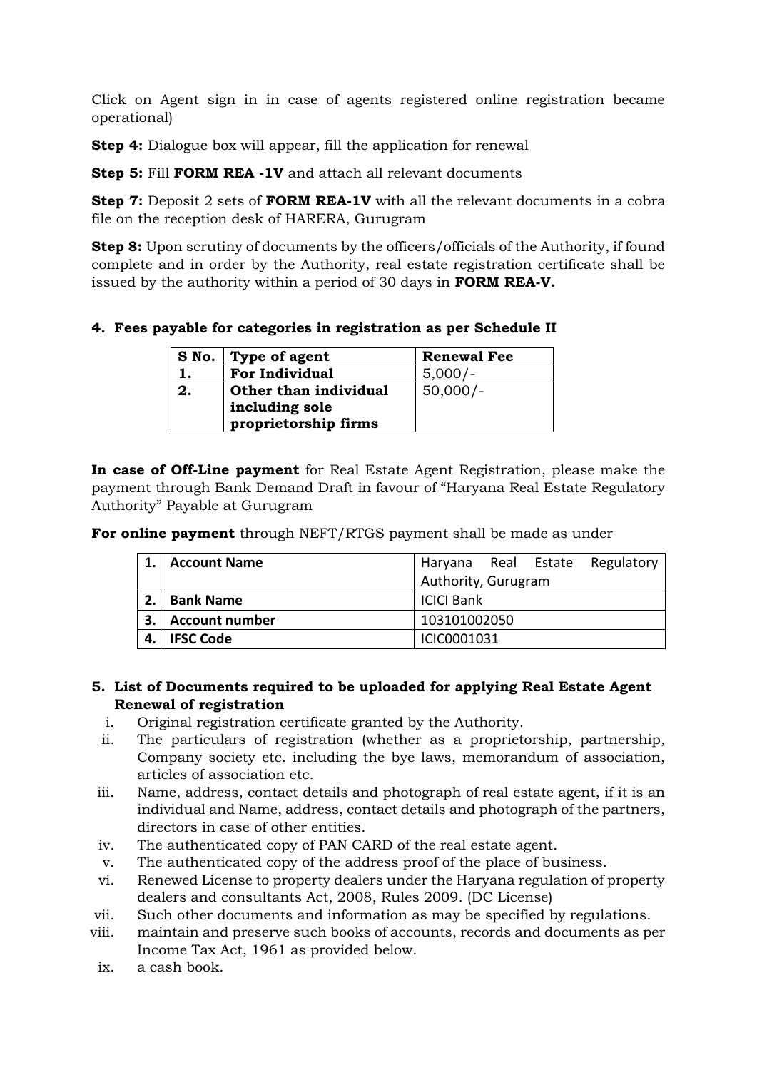Click on Agent sign in in case of agents registered online registration became operational)

**Step 4:** Dialogue box will appear, fill the application for renewal

**Step 5:** Fill **FORM REA -1V** and attach all relevant documents

**Step 7:** Deposit 2 sets of **FORM REA-1V** with all the relevant documents in a cobra file on the reception desk of HARERA, Gurugram

**Step 8:** Upon scrutiny of documents by the officers/officials of the Authority, if found complete and in order by the Authority, real estate registration certificate shall be issued by the authority within a period of 30 days in **FORM REA-V.**

## 4. Fees payable for categories in registration as per Schedule II

| S No. | Type of agent | Renewal Fee |
|---|---|---|
| **1.** | **For Individual** | 5,000/- |
| **2.** | **Other than individual including sole proprietorship firms** | 50,000/- |

**In case of Off-Line payment** for Real Estate Agent Registration, please make the payment through Bank Demand Draft in favour of "Haryana Real Estate Regulatory Authority" Payable at Gurugram

**For online payment** through NEFT/RTGS payment shall be made as under

| | | |
|---|---|---|
| **1.** | **Account Name** | Haryana Real Estate Regulatory Authority, Gurugram |
| **2.** | **Bank Name** | ICICI Bank |
| **3.** | **Account number** | 103101002050 |
| **4.** | **IFSC Code** | ICIC0001031 |

## 5. List of Documents required to be uploaded for applying Real Estate Agent Renewal of registration

i. Original registration certificate granted by the Authority.

ii. The particulars of registration (whether as a proprietorship, partnership, Company society etc. including the bye laws, memorandum of association, articles of association etc.

iii. Name, address, contact details and photograph of real estate agent, if it is an individual and Name, address, contact details and photograph of the partners, directors in case of other entities.

iv. The authenticated copy of PAN CARD of the real estate agent.

v. The authenticated copy of the address proof of the place of business.

vi. Renewed License to property dealers under the Haryana regulation of property dealers and consultants Act, 2008, Rules 2009. (DC License)

vii. Such other documents and information as may be specified by regulations.

viii. maintain and preserve such books of accounts, records and documents as per Income Tax Act, 1961 as provided below.

ix. a cash book.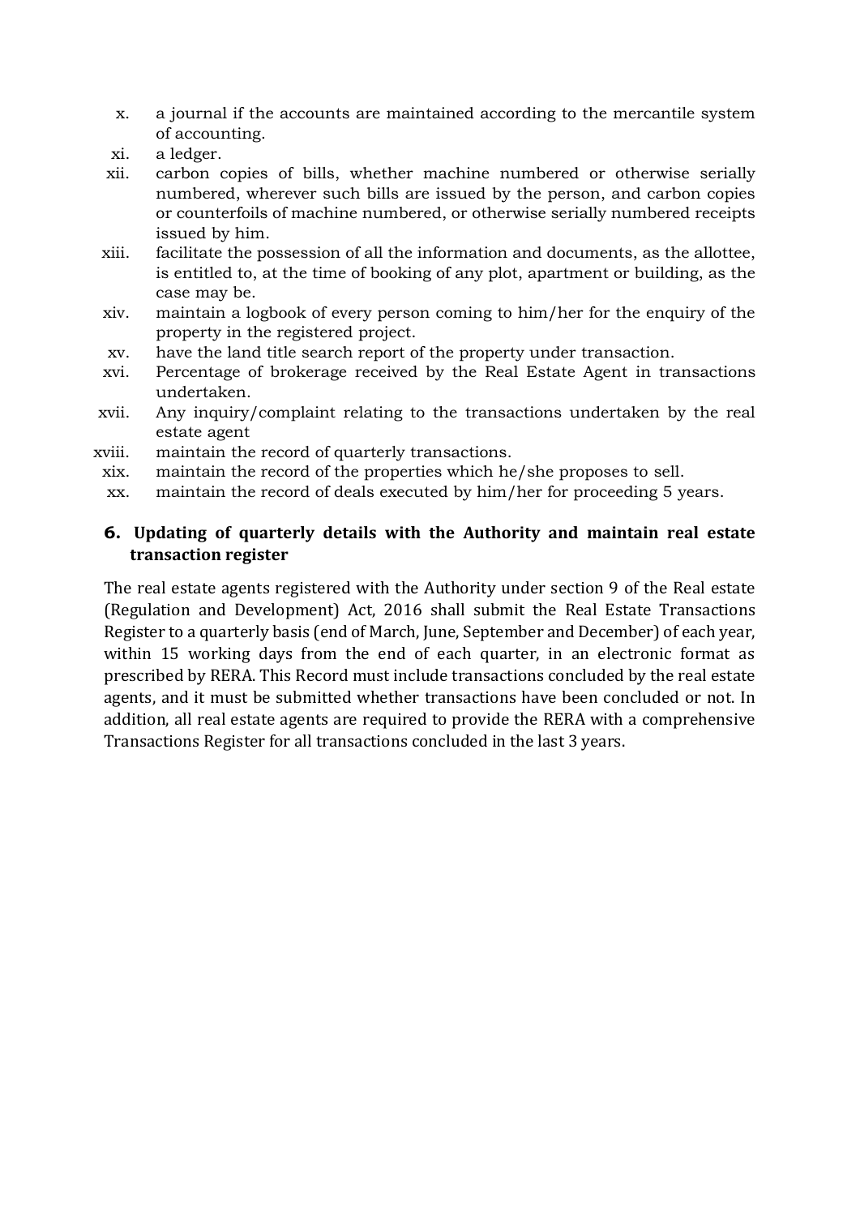x. a journal if the accounts are maintained according to the mercantile system of accounting.

xi. a ledger.

xii. carbon copies of bills, whether machine numbered or otherwise serially numbered, wherever such bills are issued by the person, and carbon copies or counterfoils of machine numbered, or otherwise serially numbered receipts issued by him.

xiii. facilitate the possession of all the information and documents, as the allottee, is entitled to, at the time of booking of any plot, apartment or building, as the case may be.

xiv. maintain a logbook of every person coming to him/her for the enquiry of the property in the registered project.

xv. have the land title search report of the property under transaction.

xvi. Percentage of brokerage received by the Real Estate Agent in transactions undertaken.

xvii. Any inquiry/complaint relating to the transactions undertaken by the real estate agent

xviii. maintain the record of quarterly transactions.

xix. maintain the record of the properties which he/she proposes to sell.

xx. maintain the record of deals executed by him/her for proceeding 5 years.

## 6. Updating of quarterly details with the Authority and maintain real estate transaction register

The real estate agents registered with the Authority under section 9 of the Real estate (Regulation and Development) Act, 2016 shall submit the Real Estate Transactions Register to a quarterly basis (end of March, June, September and December) of each year, within 15 working days from the end of each quarter, in an electronic format as prescribed by RERA. This Record must include transactions concluded by the real estate agents, and it must be submitted whether transactions have been concluded or not. In addition, all real estate agents are required to provide the RERA with a comprehensive Transactions Register for all transactions concluded in the last 3 years.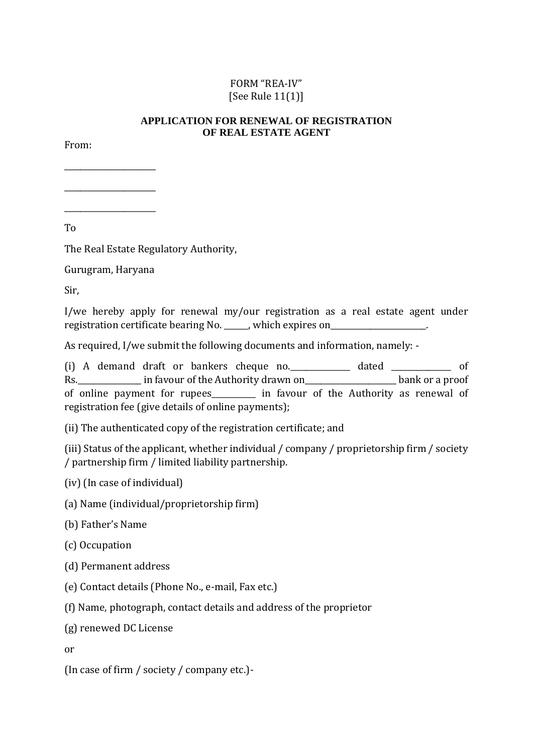FORM “REA-IV”
[See Rule 11(1)]

**APPLICATION FOR RENEWAL OF REGISTRATION OF REAL ESTATE AGENT**

From:

_____________________

_____________________

_____________________

To

The Real Estate Regulatory Authority,

Gurugram, Haryana

Sir,

I/we hereby apply for renewal my/our registration as a real estate agent under registration certificate bearing No. ______, which expires on________________________.

As required, I/we submit the following documents and information, namely: -

(i) A demand draft or bankers cheque no._______________ dated _______________ of Rs._______________ in favour of the Authority drawn on______________________ bank or a proof of online payment for rupees___________ in favour of the Authority as renewal of registration fee (give details of online payments);

(ii) The authenticated copy of the registration certificate; and

(iii) Status of the applicant, whether individual / company / proprietorship firm / society / partnership firm / limited liability partnership.

(iv) (In case of individual)

(a) Name (individual/proprietorship firm)

(b) Father’s Name

(c) Occupation

(d) Permanent address

(e) Contact details (Phone No., e-mail, Fax etc.)

(f) Name, photograph, contact details and address of the proprietor

(g) renewed DC License

or

(In case of firm / society / company etc.)-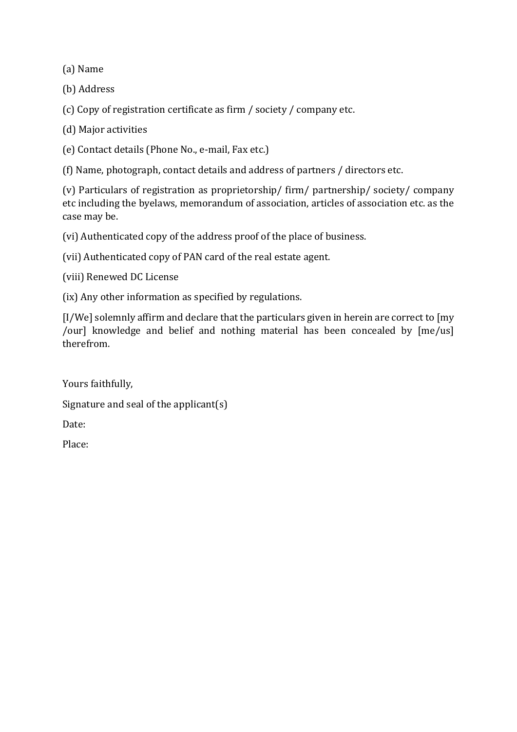(a) Name

(b) Address

(c) Copy of registration certificate as firm / society / company etc.

(d) Major activities

(e) Contact details (Phone No., e-mail, Fax etc.)

(f) Name, photograph, contact details and address of partners / directors etc.

(v) Particulars of registration as proprietorship/ firm/ partnership/ society/ company etc including the byelaws, memorandum of association, articles of association etc. as the case may be.

(vi) Authenticated copy of the address proof of the place of business.

(vii) Authenticated copy of PAN card of the real estate agent.

(viii) Renewed DC License

(ix) Any other information as specified by regulations.

[I/We] solemnly affirm and declare that the particulars given in herein are correct to [my /our] knowledge and belief and nothing material has been concealed by [me/us] therefrom.

Yours faithfully,

Signature and seal of the applicant(s)

Date:

Place: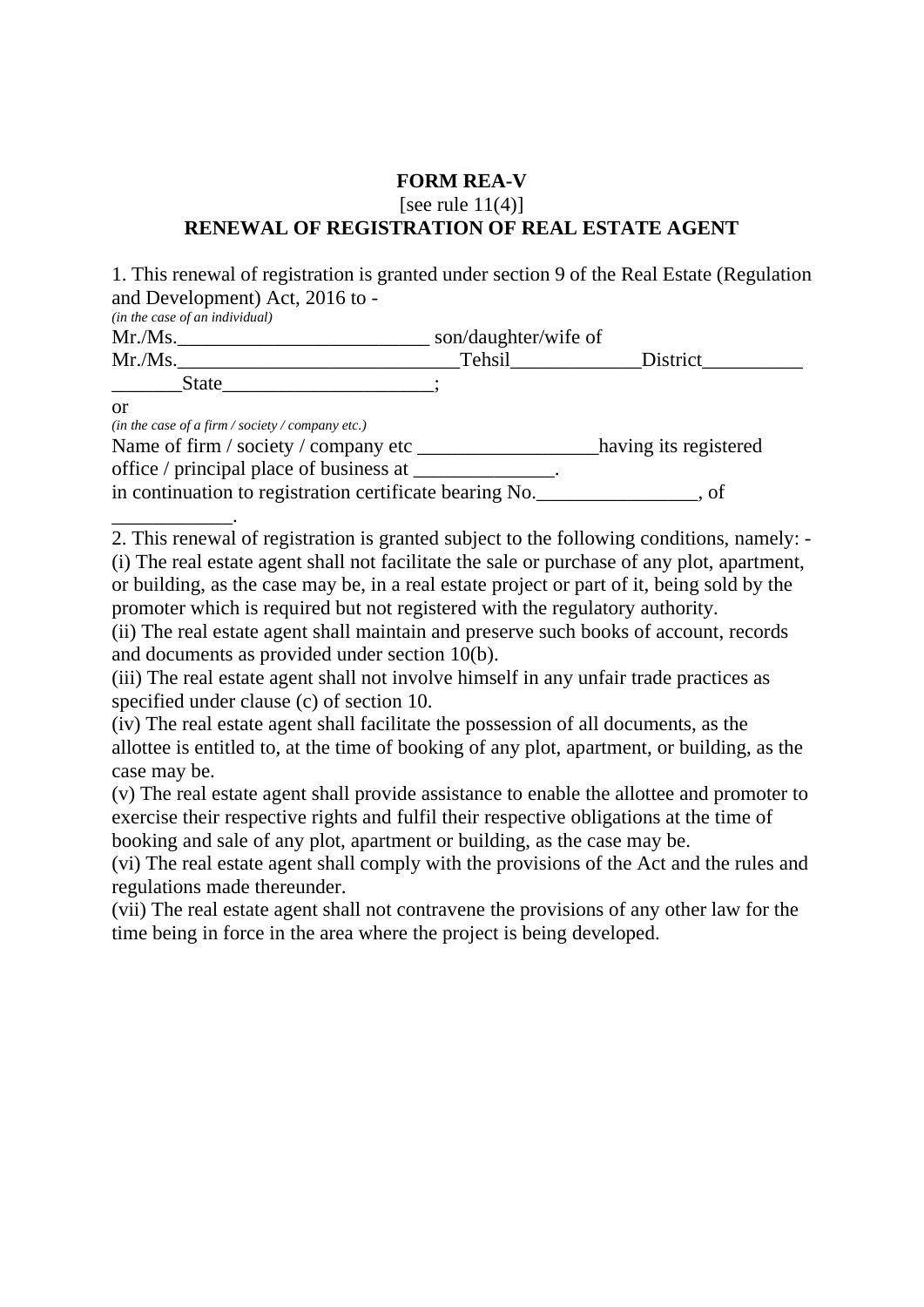**FORM REA-V**

[see rule 11(4)]

**RENEWAL OF REGISTRATION OF REAL ESTATE AGENT**

1. This renewal of registration is granted under section 9 of the Real Estate (Regulation and Development) Act, 2016 to -

*(in the case of an individual)*

Mr./Ms.__________________________ son/daughter/wife of Mr./Ms.____________________________Tehsil_____________District__________ _______State_____________________;

or

*(in the case of a firm / society / company etc.)*

Name of firm / society / company etc __________________having its registered office / principal place of business at ______________.

in continuation to registration certificate bearing No.________________, of ____________.

2. This renewal of registration is granted subject to the following conditions, namely: -

(i) The real estate agent shall not facilitate the sale or purchase of any plot, apartment, or building, as the case may be, in a real estate project or part of it, being sold by the promoter which is required but not registered with the regulatory authority.

(ii) The real estate agent shall maintain and preserve such books of account, records and documents as provided under section 10(b).

(iii) The real estate agent shall not involve himself in any unfair trade practices as specified under clause (c) of section 10.

(iv) The real estate agent shall facilitate the possession of all documents, as the allottee is entitled to, at the time of booking of any plot, apartment, or building, as the case may be.

(v) The real estate agent shall provide assistance to enable the allottee and promoter to exercise their respective rights and fulfil their respective obligations at the time of booking and sale of any plot, apartment or building, as the case may be.

(vi) The real estate agent shall comply with the provisions of the Act and the rules and regulations made thereunder.

(vii) The real estate agent shall not contravene the provisions of any other law for the time being in force in the area where the project is being developed.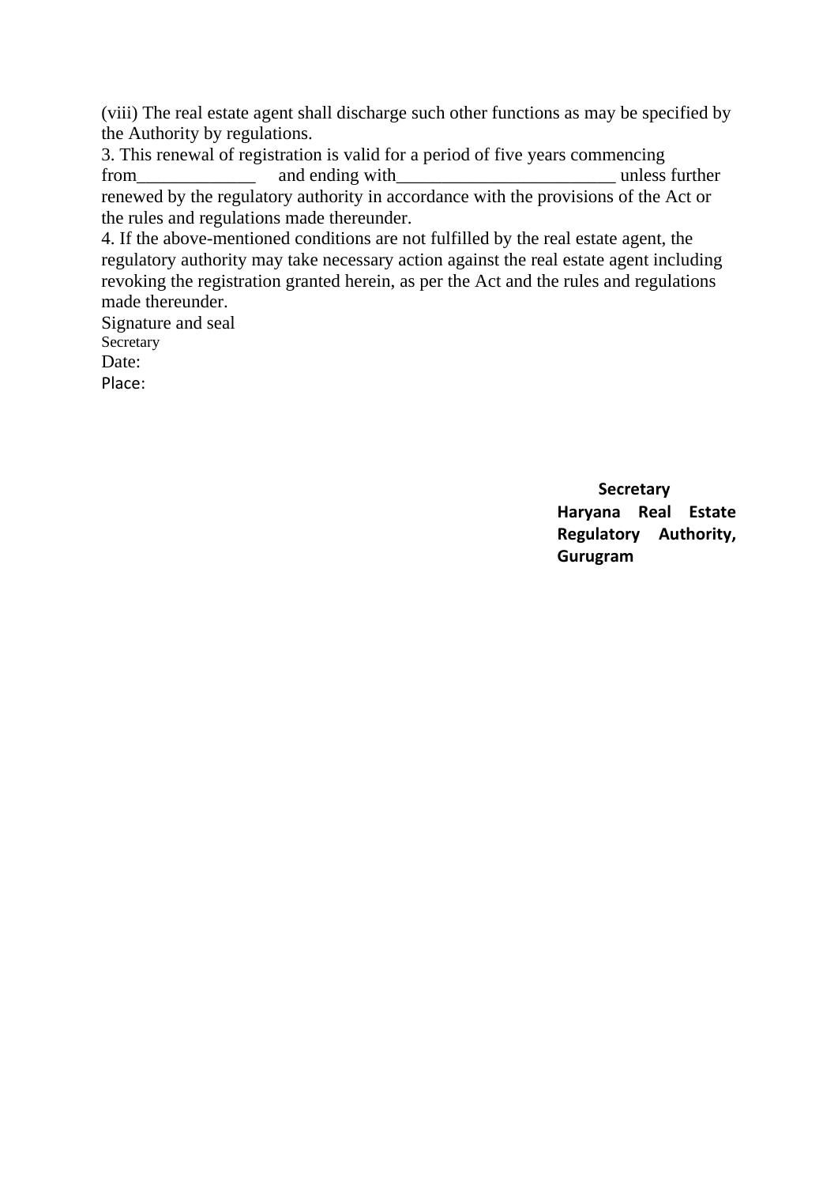(viii) The real estate agent shall discharge such other functions as may be specified by the Authority by regulations.

3. This renewal of registration is valid for a period of five years commencing from_____________ and ending with________________________ unless further renewed by the regulatory authority in accordance with the provisions of the Act or the rules and regulations made thereunder.

4. If the above-mentioned conditions are not fulfilled by the real estate agent, the regulatory authority may take necessary action against the real estate agent including revoking the registration granted herein, as per the Act and the rules and regulations made thereunder.

Signature and seal
Secretary
Date:
Place:

**Secretary**
**Haryana Real Estate Regulatory Authority, Gurugram**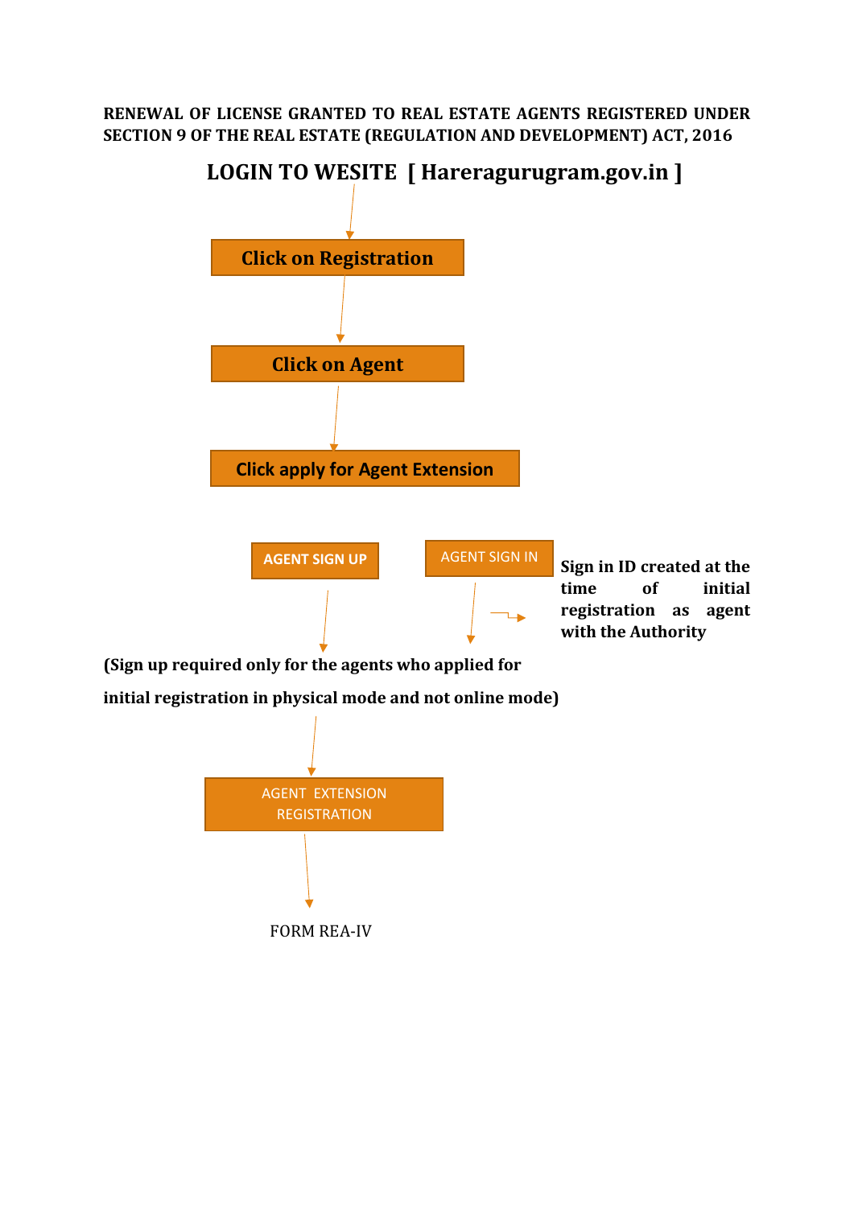**RENEWAL OF LICENSE GRANTED TO REAL ESTATE AGENTS REGISTERED UNDER SECTION 9 OF THE REAL ESTATE (REGULATION AND DEVELOPMENT) ACT, 2016**

## LOGIN TO WESITE [ Hareragurugram.gov.in ]

↓

**Click on Registration**

↓

**Click on Agent**

↓

**Click apply for Agent Extension**

**AGENT SIGN UP**

↓

**(Sign up required only for the agents who applied for initial registration in physical mode and not online mode)**

AGENT SIGN IN → **Sign in ID created at the time of initial registration as agent with the Authority**

↓

AGENT EXTENSION REGISTRATION

↓

FORM REA-IV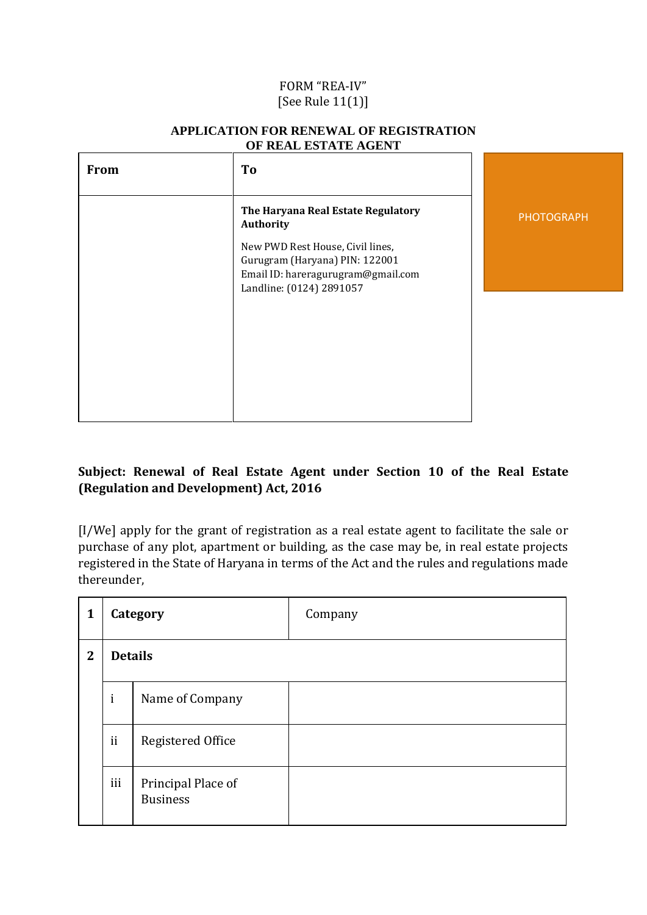FORM "REA-IV"
[See Rule 11(1)]

**APPLICATION FOR RENEWAL OF REGISTRATION OF REAL ESTATE AGENT**

| **From** | **To** |
|---|---|
| | **The Haryana Real Estate Regulatory Authority**<br><br>New PWD Rest House, Civil lines,<br>Gurugram (Haryana) PIN: 122001<br>Email ID: hareragurugram@gmail.com<br>Landline: (0124) 2891057 |

PHOTOGRAPH

**Subject: Renewal of Real Estate Agent under Section 10 of the Real Estate (Regulation and Development) Act, 2016**

[I/We] apply for the grant of registration as a real estate agent to facilitate the sale or purchase of any plot, apartment or building, as the case may be, in real estate projects registered in the State of Haryana in terms of the Act and the rules and regulations made thereunder,

| | | | |
|---|---|---|---|
| **1** | **Category** | | Company |
| **2** | **Details** | | |
| | i | Name of Company | |
| | ii | Registered Office | |
| | iii | Principal Place of Business | |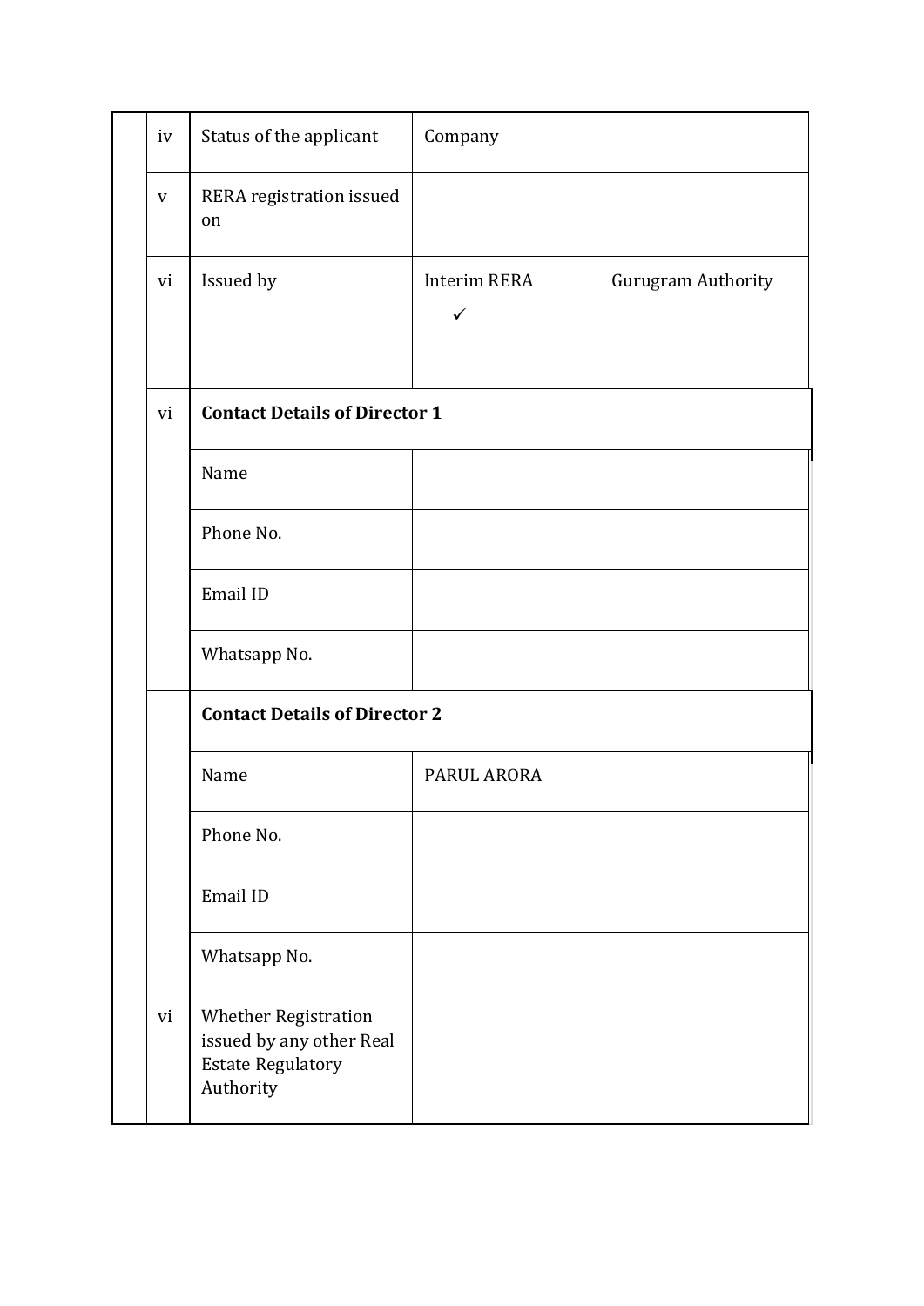| | | | |
|---|---|---|---|
| | iv | Status of the applicant | Company |
| | v | RERA registration issued on | |
| | vi | Issued by | Interim RERA ✓ Gurugram Authority |
| | vi | **Contact Details of Director 1** | |
| | | Name | |
| | | Phone No. | |
| | | Email ID | |
| | | Whatsapp No. | |
| | | **Contact Details of Director 2** | |
| | | Name | PARUL ARORA |
| | | Phone No. | |
| | | Email ID | |
| | | Whatsapp No. | |
| | vi | Whether Registration issued by any other Real Estate Regulatory Authority | |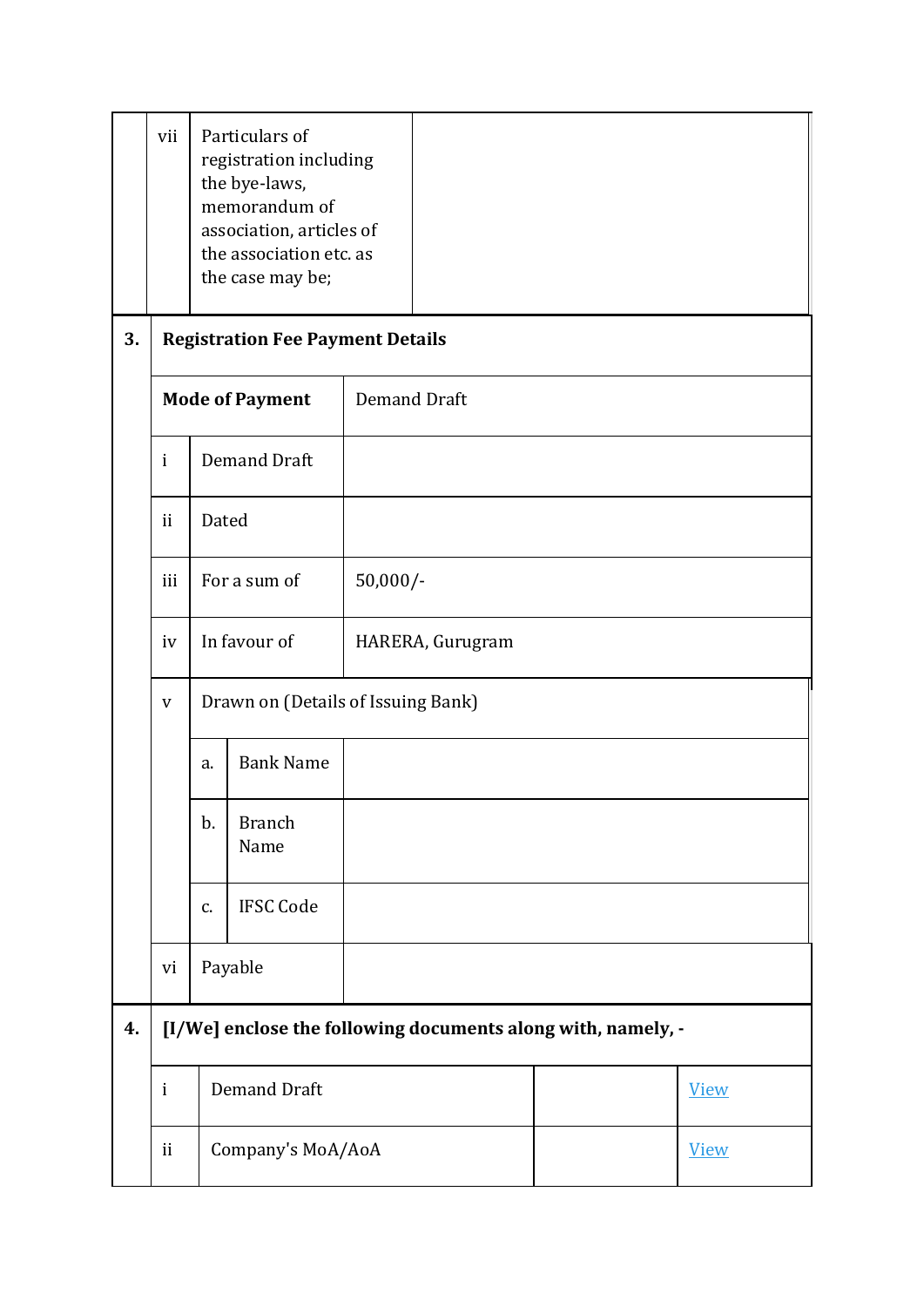| | | | |
|---|---|---|---|
| | vii | Particulars of registration including the bye-laws, memorandum of association, articles of the association etc. as the case may be; | |

| | | | |
|---|---|---|---|
| **3.** | **Registration Fee Payment Details** | | |
| | **Mode of Payment** | | Demand Draft |
| | i | Demand Draft | |
| | ii | Dated | |
| | iii | For a sum of | 50,000/- |
| | iv | In favour of | HARERA, Gurugram |
| | v | Drawn on (Details of Issuing Bank) | |
| | | a. Bank Name | |
| | | b. Branch Name | |
| | | c. IFSC Code | |
| | vi | Payable | |

| | | | | |
|---|---|---|---|---|
| **4.** | **[I/We] enclose the following documents along with, namely, -** | | | |
| | i | Demand Draft | | View |
| | ii | Company's MoA/AoA | | View |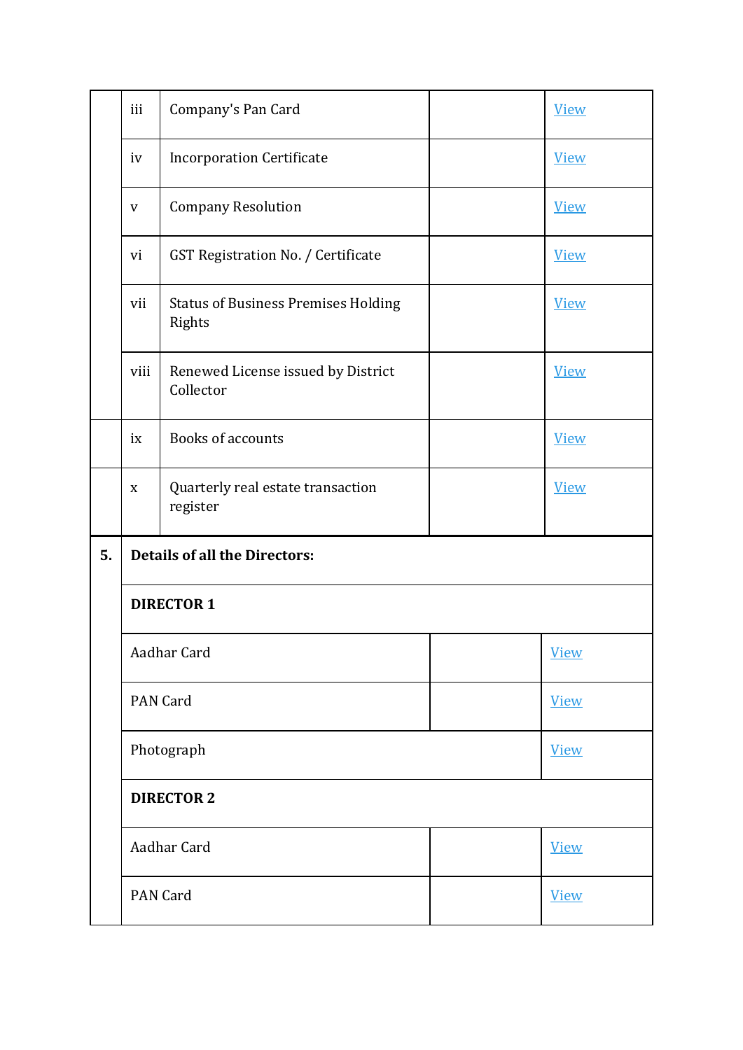|  |  |  |  |  |
|---|---|---|---|---|
|  | iii | Company's Pan Card |  | View |
|  | iv | Incorporation Certificate |  | View |
|  | v | Company Resolution |  | View |
|  | vi | GST Registration No. / Certificate |  | View |
|  | vii | Status of Business Premises Holding Rights |  | View |
|  | viii | Renewed License issued by District Collector |  | View |
|  | ix | Books of accounts |  | View |
|  | x | Quarterly real estate transaction register |  | View |

|  |  |  |  |
|---|---|---|---|
| **5.** | **Details of all the Directors:** |  |  |
|  | **DIRECTOR 1** |  |  |
|  | Aadhar Card |  | View |
|  | PAN Card |  | View |
|  | Photograph |  | View |
|  | **DIRECTOR 2** |  |  |
|  | Aadhar Card |  | View |
|  | PAN Card |  | View |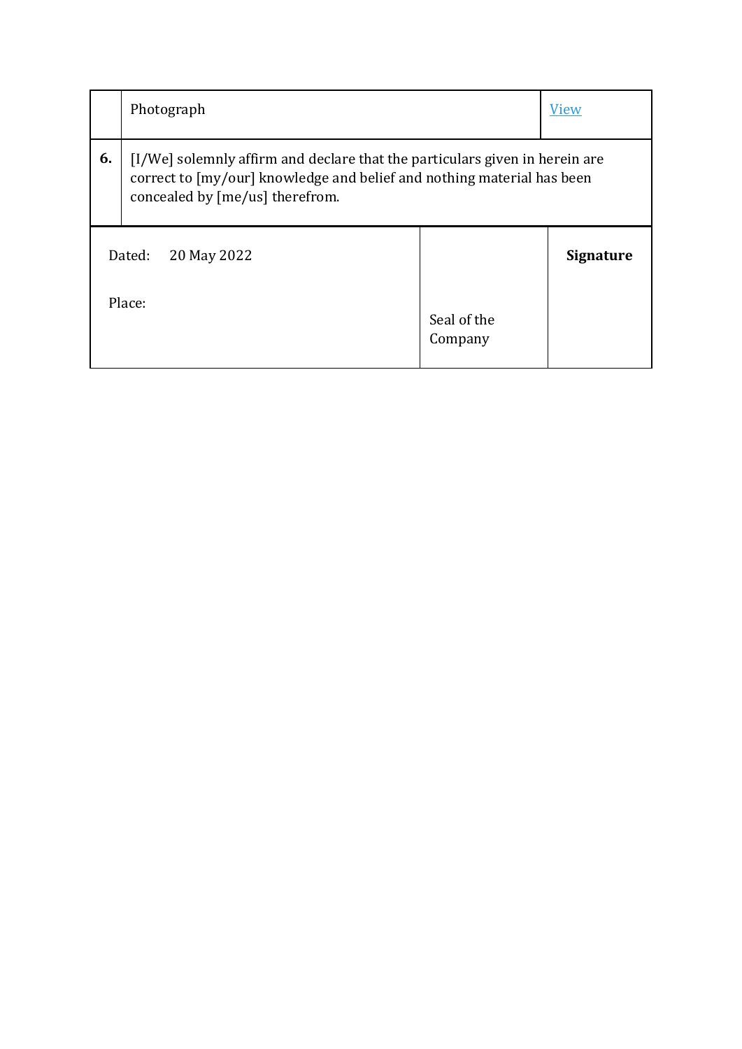| | | |
|---|---|---|
| | Photograph | [View] |
| **6.** | [I/We] solemnly affirm and declare that the particulars given in herein are correct to [my/our] knowledge and belief and nothing material has been concealed by [me/us] therefrom. | |

| | | |
|---|---|---|
| Dated: 20 May 2022<br><br>Place: | Seal of the Company | **Signature** |